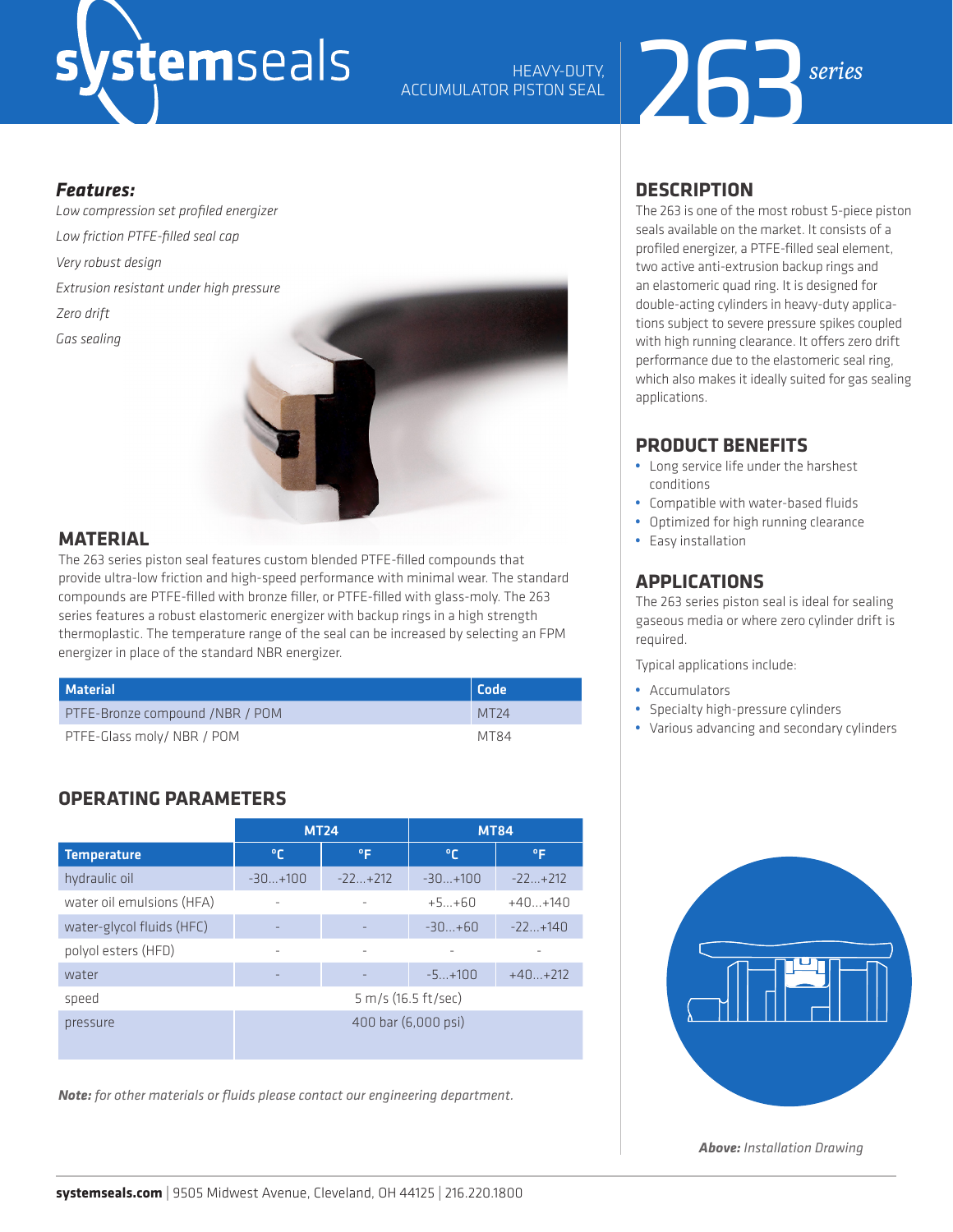# systemseals

HEAVY-DUTY, ACCUMULATOR PISTON SEAL

# 263 *series*

***Features:***

*Low compression set profiled energizer*

*Low friction PTFE-filled seal cap*

*Very robust design*

*Extrusion resistant under high pressure*

*Zero drift*

*Gas sealing*

## MATERIAL

The 263 series piston seal features custom blended PTFE-filled compounds that provide ultra-low friction and high-speed performance with minimal wear. The standard compounds are PTFE-filled with bronze filler, or PTFE-filled with glass-moly. The 263 series features a robust elastomeric energizer with backup rings in a high strength thermoplastic. The temperature range of the seal can be increased by selecting an FPM energizer in place of the standard NBR energizer.

| Material | Code |
|---|---|
| PTFE-Bronze compound /NBR / POM | MT24 |
| PTFE-Glass moly/ NBR / POM | MT84 |

## OPERATING PARAMETERS

| | MT24 | | MT84 | |
|---|---|---|---|---|
| **Temperature** | °C | °F | °C | °F |
| hydraulic oil | -30...+100 | -22...+212 | -30...+100 | -22...+212 |
| water oil emulsions (HFA) | - | - | +5...+60 | +40...+140 |
| water-glycol fluids (HFC) | - | - | -30...+60 | -22...+140 |
| polyol esters (HFD) | - | - | - | - |
| water | - | - | -5...+100 | +40...+212 |
| speed | 5 m/s (16.5 ft/sec) | | | |
| pressure | 400 bar (6,000 psi) | | | |

***Note:*** *for other materials or fluids please contact our engineering department.*

## DESCRIPTION

The 263 is one of the most robust 5-piece piston seals available on the market. It consists of a profiled energizer, a PTFE-filled seal element, two active anti-extrusion backup rings and an elastomeric quad ring. It is designed for double-acting cylinders in heavy-duty applications subject to severe pressure spikes coupled with high running clearance. It offers zero drift performance due to the elastomeric seal ring, which also makes it ideally suited for gas sealing applications.

## PRODUCT BENEFITS

- Long service life under the harshest conditions
- Compatible with water-based fluids
- Optimized for high running clearance
- Easy installation

## APPLICATIONS

The 263 series piston seal is ideal for sealing gaseous media or where zero cylinder drift is required.

Typical applications include:

- Accumulators
- Specialty high-pressure cylinders
- Various advancing and secondary cylinders

***Above:*** *Installation Drawing*

**systemseals.com** | 9505 Midwest Avenue, Cleveland, OH 44125 | 216.220.1800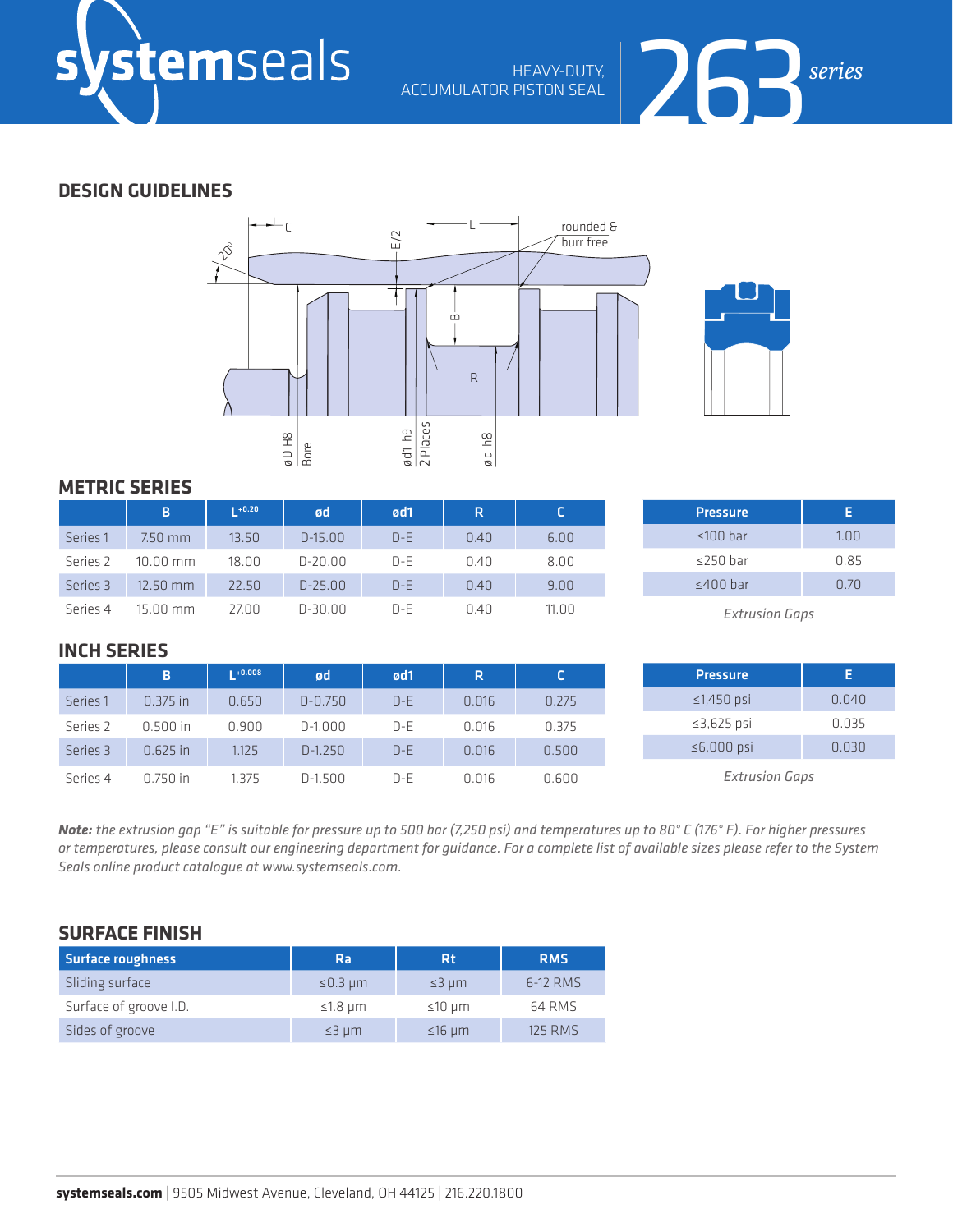## DESIGN GUIDELINES

C

E/2

L

rounded & burr free

20°

B

R

ø D H8 Bore

ø d1 h9 2 Places

ø d h8

## METRIC SERIES

| | B | L$^{+0.20}$ | ød | ød1 | R | C |
|---|---|---|---|---|---|---|
| Series 1 | 7.50 mm | 13.50 | D-15.00 | D-E | 0.40 | 6.00 |
| Series 2 | 10.00 mm | 18.00 | D-20.00 | D-E | 0.40 | 8.00 |
| Series 3 | 12.50 mm | 22.50 | D-25.00 | D-E | 0.40 | 9.00 |
| Series 4 | 15.00 mm | 27.00 | D-30.00 | D-E | 0.40 | 11.00 |

| Pressure | E |
|---|---|
| ≤100 bar | 1.00 |
| ≤250 bar | 0.85 |
| ≤400 bar | 0.70 |

*Extrusion Gaps*

## INCH SERIES

| | B | L$^{+0.008}$ | ød | ød1 | R | C |
|---|---|---|---|---|---|---|
| Series 1 | 0.375 in | 0.650 | D-0.750 | D-E | 0.016 | 0.275 |
| Series 2 | 0.500 in | 0.900 | D-1.000 | D-E | 0.016 | 0.375 |
| Series 3 | 0.625 in | 1.125 | D-1.250 | D-E | 0.016 | 0.500 |
| Series 4 | 0.750 in | 1.375 | D-1.500 | D-E | 0.016 | 0.600 |

| Pressure | E |
|---|---|
| ≤1,450 psi | 0.040 |
| ≤3,625 psi | 0.035 |
| ≤6,000 psi | 0.030 |

*Extrusion Gaps*

***Note:*** *the extrusion gap "E" is suitable for pressure up to 500 bar (7,250 psi) and temperatures up to 80° C (176° F). For higher pressures or temperatures, please consult our engineering department for guidance. For a complete list of available sizes please refer to the System Seals online product catalogue at www.systemseals.com.*

## SURFACE FINISH

| Surface roughness | Ra | Rt | RMS |
|---|---|---|---|
| Sliding surface | ≤0.3 µm | ≤3 µm | 6-12 RMS |
| Surface of groove I.D. | ≤1.8 µm | ≤10 µm | 64 RMS |
| Sides of groove | ≤3 µm | ≤16 µm | 125 RMS |